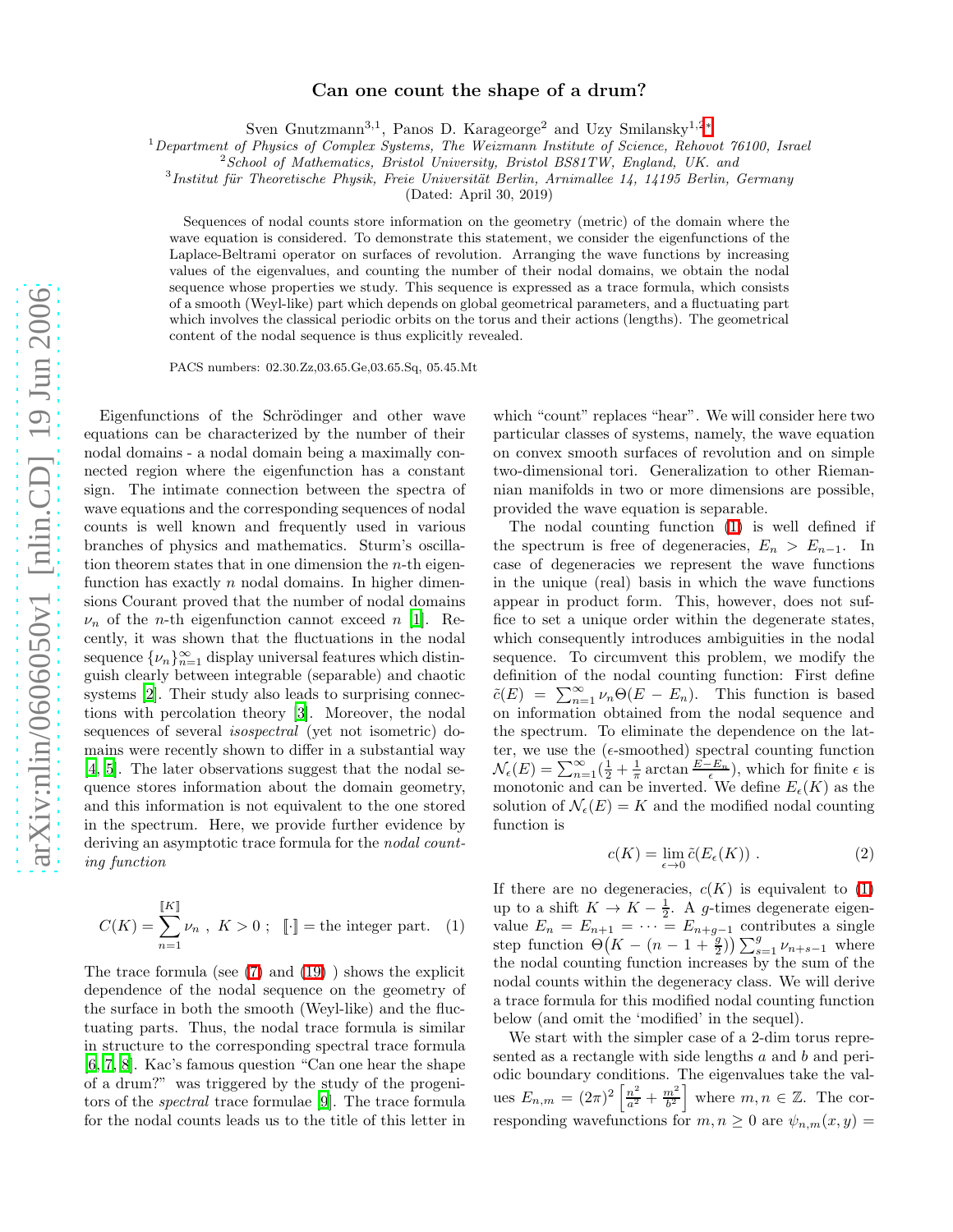# Can one count the shape of a drum?

Sven Gnutzmann[3,1], Panos D. Karageorge[2] and Uzy Smilansky[1,2*]

[1]*Department of Physics of Complex Systems, The Weizmann Institute of Science, Rehovot 76100, Israel*
[2]*School of Mathematics, Bristol University, Bristol BS81TW, England, UK. and*
[3]*Institut für Theoretische Physik, Freie Universität Berlin, Arnimallee 14, 14195 Berlin, Germany*

(Dated: April 30, 2019)

Sequences of nodal counts store information on the geometry (metric) of the domain where the wave equation is considered. To demonstrate this statement, we consider the eigenfunctions of the Laplace-Beltrami operator on surfaces of revolution. Arranging the wave functions by increasing values of the eigenvalues, and counting the number of their nodal domains, we obtain the nodal sequence whose properties we study. This sequence is expressed as a trace formula, which consists of a smooth (Weyl-like) part which depends on global geometrical parameters, and a fluctuating part which involves the classical periodic orbits on the torus and their actions (lengths). The geometrical content of the nodal sequence is thus explicitly revealed.

PACS numbers: 02.30.Zz,03.65.Ge,03.65.Sq, 05.45.Mt

Eigenfunctions of the Schrödinger and other wave equations can be characterized by the number of their nodal domains - a nodal domain being a maximally connected region where the eigenfunction has a constant sign. The intimate connection between the spectra of wave equations and the corresponding sequences of nodal counts is well known and frequently used in various branches of physics and mathematics. Sturm's oscillation theorem states that in one dimension the $n$-th eigenfunction has exactly $n$ nodal domains. In higher dimensions Courant proved that the number of nodal domains $\nu_n$ of the $n$-th eigenfunction cannot exceed $n$ [1]. Recently, it was shown that the fluctuations in the nodal sequence $\{\nu_n\}_{n=1}^{\infty}$ display universal features which distinguish clearly between integrable (separable) and chaotic systems [2]. Their study also leads to surprising connections with percolation theory [3]. Moreover, the nodal sequences of several *isospectral* (yet not isometric) domains were recently shown to differ in a substantial way [4, 5]. The later observations suggest that the nodal sequence stores information about the domain geometry, and this information is not equivalent to the one stored in the spectrum. Here, we provide further evidence by deriving an asymptotic trace formula for the *nodal counting function*

$$C(K) = \sum_{n=1}^{[\![K]\!]} \nu_n \ , \ K > 0 \ ; \ \ [\![\cdot]\!] = \text{the integer part.} \quad (1)$$

The trace formula (see (7) and (19) ) shows the explicit dependence of the nodal sequence on the geometry of the surface in both the smooth (Weyl-like) and the fluctuating parts. Thus, the nodal trace formula is similar in structure to the corresponding spectral trace formula [6, 7, 8]. Kac's famous question "Can one hear the shape of a drum?" was triggered by the study of the progenitors of the *spectral* trace formulae [9]. The trace formula for the nodal counts leads us to the title of this letter in which "count" replaces "hear". We will consider here two particular classes of systems, namely, the wave equation on convex smooth surfaces of revolution and on simple two-dimensional tori. Generalization to other Riemannian manifolds in two or more dimensions are possible, provided the wave equation is separable.

The nodal counting function (1) is well defined if the spectrum is free of degeneracies, $E_n > E_{n-1}$. In case of degeneracies we represent the wave functions in the unique (real) basis in which the wave functions appear in product form. This, however, does not suffice to set a unique order within the degenerate states, which consequently introduces ambiguities in the nodal sequence. To circumvent this problem, we modify the definition of the nodal counting function: First define $\tilde{c}(E) = \sum_{n=1}^{\infty} \nu_n \Theta(E - E_n)$. This function is based on information obtained from the nodal sequence and the spectrum. To eliminate the dependence on the latter, we use the ($\epsilon$-smoothed) spectral counting function $\mathcal{N}_\epsilon(E) = \sum_{n=1}^{\infty}(\frac{1}{2} + \frac{1}{\pi}\arctan\frac{E-E_n}{\epsilon})$, which for finite $\epsilon$ is monotonic and can be inverted. We define $E_\epsilon(K)$ as the solution of $\mathcal{N}_\epsilon(E) = K$ and the modified nodal counting function is

$$c(K) = \lim_{\epsilon \to 0} \tilde{c}(E_\epsilon(K)) \ . \quad (2)$$

If there are no degeneracies, $c(K)$ is equivalent to (1) up to a shift $K \to K - \frac{1}{2}$. A $g$-times degenerate eigenvalue $E_n = E_{n+1} = \cdots = E_{n+g-1}$ contributes a single step function $\Theta\big(K - (n - 1 + \frac{g}{2})\big) \sum_{s=1}^{g} \nu_{n+s-1}$ where the nodal counting function increases by the sum of the nodal counts within the degeneracy class. We will derive a trace formula for this modified nodal counting function below (and omit the 'modified' in the sequel).

We start with the simpler case of a 2-dim torus represented as a rectangle with side lengths $a$ and $b$ and periodic boundary conditions. The eigenvalues take the values $E_{n,m} = (2\pi)^2 \left[\frac{n^2}{a^2} + \frac{m^2}{b^2}\right]$ where $m, n \in \mathbb{Z}$. The corresponding wavefunctions for $m, n \geq 0$ are $\psi_{n,m}(x, y) =$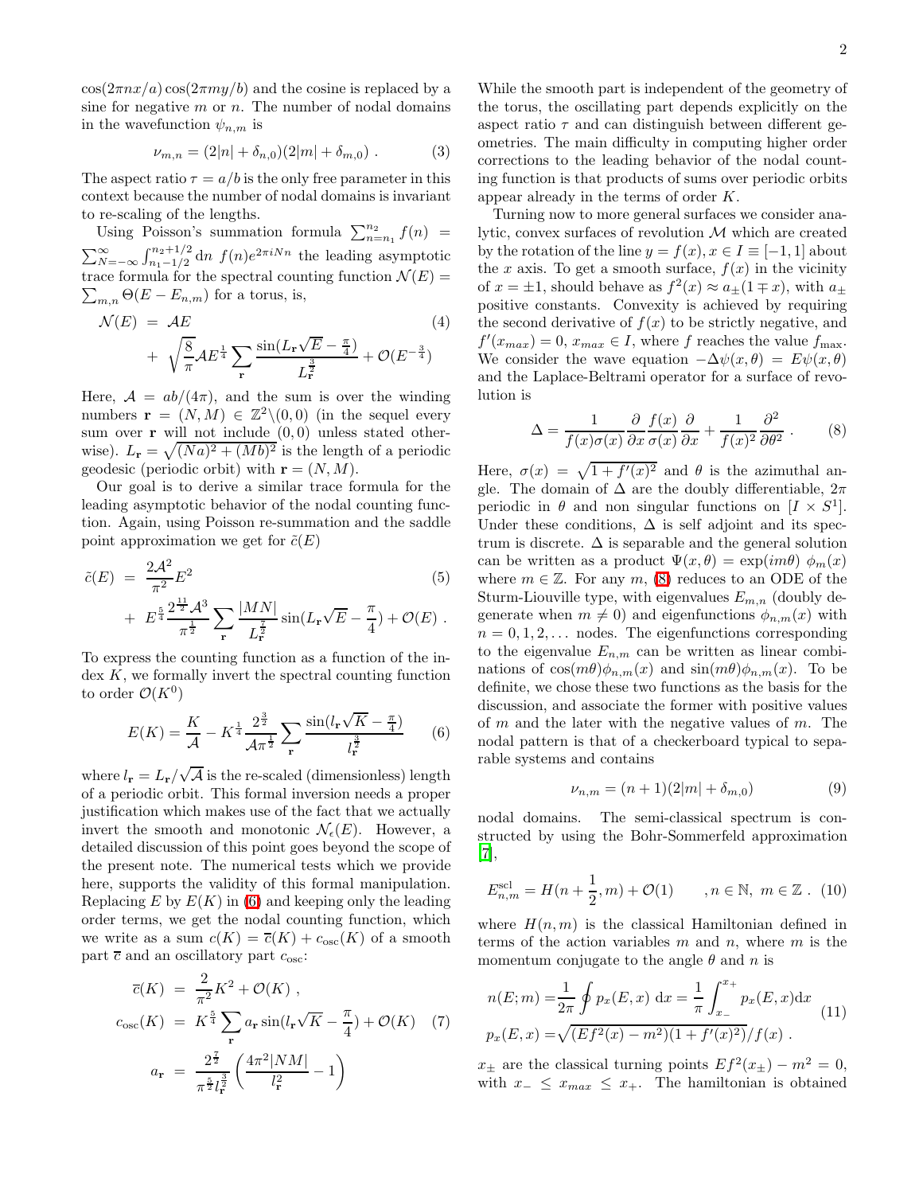$\cos(2\pi nx/a)\cos(2\pi my/b)$ and the cosine is replaced by a sine for negative $m$ or $n$. The number of nodal domains in the wavefunction $\psi_{n,m}$ is

$$\nu_{m,n} = (2|n| + \delta_{n,0})(2|m| + \delta_{m,0}) \ . \tag{3}$$

The aspect ratio $\tau = a/b$ is the only free parameter in this context because the number of nodal domains is invariant to re-scaling of the lengths.

Using Poisson's summation formula $\sum_{n=n_1}^{n_2} f(n) = \sum_{N=-\infty}^{\infty}\int_{n_1-1/2}^{n_2+1/2} \mathrm{d}n\ f(n)e^{2\pi iNn}$ the leading asymptotic trace formula for the spectral counting function $\mathcal{N}(E) = \sum_{m,n}\Theta(E-E_{n,m})$ for a torus, is,

$$\begin{aligned}\mathcal{N}(E) &= \mathcal{A}E \\ &+ \sqrt{\frac{8}{\pi}}\mathcal{A}E^{\frac{1}{4}}\sum_{\mathbf{r}}\frac{\sin(L_{\mathbf{r}}\sqrt{E}-\frac{\pi}{4})}{L_{\mathbf{r}}^{\frac{3}{2}}} + \mathcal{O}(E^{-\frac{3}{4}})\end{aligned} \tag{4}$$

Here, $\mathcal{A} = ab/(4\pi)$, and the sum is over the winding numbers $\mathbf{r} = (N,M) \in \mathbb{Z}^2\backslash(0,0)$ (in the sequel every sum over $\mathbf{r}$ will not include $(0,0)$ unless stated otherwise). $L_{\mathbf{r}} = \sqrt{(Na)^2+(Mb)^2}$ is the length of a periodic geodesic (periodic orbit) with $\mathbf{r} = (N,M)$.

Our goal is to derive a similar trace formula for the leading asymptotic behavior of the nodal counting function. Again, using Poisson re-summation and the saddle point approximation we get for $\tilde{c}(E)$

$$\begin{aligned}\tilde{c}(E) &= \frac{2\mathcal{A}^2}{\pi^2}E^2 \\ &+ E^{\frac{5}{4}}\frac{2^{\frac{11}{2}}\mathcal{A}^3}{\pi^{\frac{1}{2}}}\sum_{\mathbf{r}}\frac{|MN|}{L_{\mathbf{r}}^{\frac{7}{2}}}\sin(L_{\mathbf{r}}\sqrt{E}-\frac{\pi}{4}) + \mathcal{O}(E) \ .\end{aligned} \tag{5}$$

To express the counting function as a function of the index $K$, we formally invert the spectral counting function to order $\mathcal{O}(K^0)$

$$E(K) = \frac{K}{\mathcal{A}} - K^{\frac{1}{4}}\frac{2^{\frac{3}{2}}}{\mathcal{A}\pi^{\frac{1}{2}}}\sum_{\mathbf{r}}\frac{\sin(l_{\mathbf{r}}\sqrt{K}-\frac{\pi}{4})}{l_{\mathbf{r}}^{\frac{3}{2}}} \tag{6}$$

where $l_{\mathbf{r}} = L_{\mathbf{r}}/\sqrt{\mathcal{A}}$ is the re-scaled (dimensionless) length of a periodic orbit. This formal inversion needs a proper justification which makes use of the fact that we actually invert the smooth and monotonic $\mathcal{N}_\epsilon(E)$. However, a detailed discussion of this point goes beyond the scope of the present note. The numerical tests which we provide here, supports the validity of this formal manipulation. Replacing $E$ by $E(K)$ in (6) and keeping only the leading order terms, we get the nodal counting function, which we write as a sum $c(K) = \overline{c}(K) + c_{\mathrm{osc}}(K)$ of a smooth part $\overline{c}$ and an oscillatory part $c_{\mathrm{osc}}$:

$$\begin{aligned}\overline{c}(K) &= \frac{2}{\pi^2}K^2 + \mathcal{O}(K) \ , \\ c_{\mathrm{osc}}(K) &= K^{\frac{5}{4}}\sum_{\mathbf{r}}a_{\mathbf{r}}\sin(l_{\mathbf{r}}\sqrt{K}-\frac{\pi}{4}) + \mathcal{O}(K) \\ a_{\mathbf{r}} &= \frac{2^{\frac{7}{2}}}{\pi^{\frac{5}{2}}l_{\mathbf{r}}^{\frac{3}{2}}}\left(\frac{4\pi^2|NM|}{l_{\mathbf{r}}^2}-1\right)\end{aligned} \tag{7}$$

While the smooth part is independent of the geometry of the torus, the oscillating part depends explicitly on the aspect ratio $\tau$ and can distinguish between different geometries. The main difficulty in computing higher order corrections to the leading behavior of the nodal counting function is that products of sums over periodic orbits appear already in the terms of order $K$.

Turning now to more general surfaces we consider analytic, convex surfaces of revolution $\mathcal{M}$ which are created by the rotation of the line $y = f(x), x \in I \equiv [-1,1]$ about the $x$ axis. To get a smooth surface, $f(x)$ in the vicinity of $x = \pm 1$, should behave as $f^2(x) \approx a_\pm(1 \mp x)$, with $a_\pm$ positive constants. Convexity is achieved by requiring the second derivative of $f(x)$ to be strictly negative, and $f'(x_{max}) = 0$, $x_{max} \in I$, where $f$ reaches the value $f_{\max}$. We consider the wave equation $-\Delta\psi(x,\theta) = E\psi(x,\theta)$ and the Laplace-Beltrami operator for a surface of revolution is

$$\Delta = \frac{1}{f(x)\sigma(x)}\frac{\partial}{\partial x}\frac{f(x)}{\sigma(x)}\frac{\partial}{\partial x} + \frac{1}{f(x)^2}\frac{\partial^2}{\partial\theta^2} \ . \tag{8}$$

Here, $\sigma(x) = \sqrt{1+f'(x)^2}$ and $\theta$ is the azimuthal angle. The domain of $\Delta$ are the doubly differentiable, $2\pi$ periodic in $\theta$ and non singular functions on $[I \times S^1]$. Under these conditions, $\Delta$ is self adjoint and its spectrum is discrete. $\Delta$ is separable and the general solution can be written as a product $\Psi(x,\theta) = \exp(im\theta)\ \phi_m(x)$ where $m \in \mathbb{Z}$. For any $m$, (8) reduces to an ODE of the Sturm-Liouville type, with eigenvalues $E_{m,n}$ (doubly degenerate when $m \neq 0$) and eigenfunctions $\phi_{n,m}(x)$ with $n = 0,1,2,\ldots$ nodes. The eigenfunctions corresponding to the eigenvalue $E_{n,m}$ can be written as linear combinations of $\cos(m\theta)\phi_{n,m}(x)$ and $\sin(m\theta)\phi_{n,m}(x)$. To be definite, we chose these two functions as the basis for the discussion, and associate the former with positive values of $m$ and the later with the negative values of $m$. The nodal pattern is that of a checkerboard typical to separable systems and contains

$$\nu_{n,m} = (n+1)(2|m| + \delta_{m,0}) \tag{9}$$

nodal domains. The semi-classical spectrum is constructed by using the Bohr-Sommerfeld approximation [7],

$$E^{\mathrm{scl}}_{n,m} = H(n+\frac{1}{2},m) + \mathcal{O}(1) \qquad , n \in \mathbb{N},\ m \in \mathbb{Z} \ . \tag{10}$$

where $H(n,m)$ is the classical Hamiltonian defined in terms of the action variables $m$ and $n$, where $m$ is the momentum conjugate to the angle $\theta$ and $n$ is

$$\begin{aligned}n(E;m) &= \frac{1}{2\pi}\oint p_x(E,x)\ \mathrm{d}x = \frac{1}{\pi}\int_{x_-}^{x_+} p_x(E,x)\mathrm{d}x \\ p_x(E,x) &= \sqrt{(Ef^2(x)-m^2)(1+f'(x)^2)}/f(x) \ .\end{aligned} \tag{11}$$

$x_\pm$ are the classical turning points $Ef^2(x_\pm) - m^2 = 0$, with $x_- \leq x_{max} \leq x_+$. The hamiltonian is obtained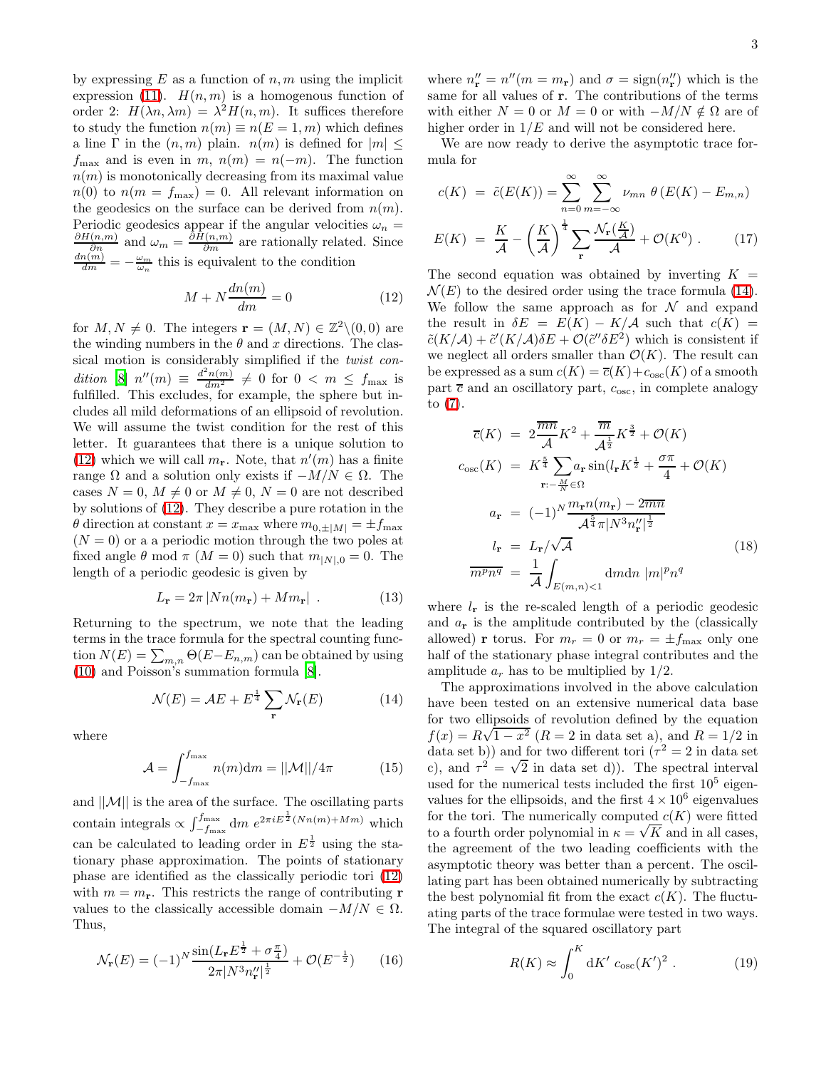by expressing $E$ as a function of $n, m$ using the implicit expression (11). $H(n,m)$ is a homogenous function of order 2: $H(\lambda n, \lambda m) = \lambda^2 H(n,m)$. It suffices therefore to study the function $n(m) \equiv n(E=1,m)$ which defines a line $\Gamma$ in the $(n,m)$ plain. $n(m)$ is defined for $|m| \leq f_{\max}$ and is even in $m$, $n(m) = n(-m)$. The function $n(m)$ is monotonically decreasing from its maximal value $n(0)$ to $n(m = f_{\max}) = 0$. All relevant information on the geodesics on the surface can be derived from $n(m)$. Periodic geodesics appear if the angular velocities $\omega_n = \frac{\partial H(n,m)}{\partial n}$ and $\omega_m = \frac{\partial H(n,m)}{\partial m}$ are rationally related. Since $\frac{dn(m)}{dm} = -\frac{\omega_m}{\omega_n}$ this is equivalent to the condition

$$M + N\frac{dn(m)}{dm} = 0 \tag{12}$$

for $M, N \neq 0$. The integers $\mathbf{r} = (M,N) \in \mathbb{Z}^2 \backslash (0,0)$ are the winding numbers in the $\theta$ and $x$ directions. The classical motion is considerably simplified if the *twist condition* [8] $n''(m) \equiv \frac{d^2 n(m)}{dm^2} \neq 0$ for $0 < m \leq f_{\max}$ is fulfilled. This excludes, for example, the sphere but includes all mild deformations of an ellipsoid of revolution. We will assume the twist condition for the rest of this letter. It guarantees that there is a unique solution to (12) which we will call $m_{\mathbf{r}}$. Note, that $n'(m)$ has a finite range $\Omega$ and a solution only exists if $-M/N \in \Omega$. The cases $N = 0$, $M \neq 0$ or $M \neq 0$, $N = 0$ are not described by solutions of (12). They describe a pure rotation in the $\theta$ direction at constant $x = x_{\max}$ where $m_{0,\pm|M|} = \pm f_{\max}$ ($N = 0$) or a a periodic motion through the two poles at fixed angle $\theta \bmod \pi$ ($M = 0$) such that $m_{|N|,0} = 0$. The length of a periodic geodesic is given by

$$L_{\mathbf{r}} = 2\pi \left| N n(m_{\mathbf{r}}) + M m_{\mathbf{r}} \right| \ . \tag{13}$$

Returning to the spectrum, we note that the leading terms in the trace formula for the spectral counting function $N(E) = \sum_{m,n} \Theta(E - E_{n,m})$ can be obtained by using (10) and Poisson's summation formula [8].

$$\mathcal{N}(E) = \mathcal{A}E + E^{\frac{1}{4}} \sum_{\mathbf{r}} \mathcal{N}_{\mathbf{r}}(E) \tag{14}$$

where

$$\mathcal{A} = \int_{-f_{\max}}^{f_{\max}} n(m) \mathrm{d}m = ||\mathcal{M}||/4\pi \tag{15}$$

and $||\mathcal{M}||$ is the area of the surface. The oscillating parts contain integrals $\propto \int_{-f_{\max}}^{f_{\max}} \mathrm{d}m \ e^{2\pi i E^{\frac{1}{2}}(Nn(m) + Mm)}$ which can be calculated to leading order in $E^{\frac{1}{2}}$ using the stationary phase approximation. The points of stationary phase are identified as the classically periodic tori (12) with $m = m_{\mathbf{r}}$. This restricts the range of contributing $\mathbf{r}$ values to the classically accessible domain $-M/N \in \Omega$. Thus,

$$\mathcal{N}_{\mathbf{r}}(E) = (-1)^N \frac{\sin(L_{\mathbf{r}} E^{\frac{1}{2}} + \sigma\frac{\pi}{4})}{2\pi |N^3 n''_{\mathbf{r}}|^{\frac{1}{2}}} + \mathcal{O}(E^{-\frac{1}{2}}) \tag{16}$$

where $n''_{\mathbf{r}} = n''(m = m_{\mathbf{r}})$ and $\sigma = \mathrm{sign}(n''_{\mathbf{r}})$ which is the same for all values of $\mathbf{r}$. The contributions of the terms with either $N = 0$ or $M = 0$ or with $-M/N \notin \Omega$ are of higher order in $1/E$ and will not be considered here.

We are now ready to derive the asymptotic trace formula for

$$\begin{aligned}
c(K) &= \tilde{c}(E(K)) = \sum_{n=0}^{\infty} \sum_{m=-\infty}^{\infty} \nu_{mn} \, \theta\left(E(K) - E_{m,n}\right) \\
E(K) &= \frac{K}{\mathcal{A}} - \left(\frac{K}{\mathcal{A}}\right)^{\frac{1}{4}} \sum_{\mathbf{r}} \frac{\mathcal{N}_{\mathbf{r}}(\frac{K}{\mathcal{A}})}{\mathcal{A}} + \mathcal{O}(K^0) \ .
\end{aligned} \tag{17}$$

The second equation was obtained by inverting $K = \mathcal{N}(E)$ to the desired order using the trace formula (14). We follow the same approach as for $\mathcal{N}$ and expand the result in $\delta E = E(K) - K/\mathcal{A}$ such that $c(K) = \tilde{c}(K/\mathcal{A}) + \tilde{c}'(K/\mathcal{A})\delta E + \mathcal{O}(\tilde{c}''\delta E^2)$ which is consistent if we neglect all orders smaller than $\mathcal{O}(K)$. The result can be expressed as a sum $c(K) = \overline{c}(K) + c_{\mathrm{osc}}(K)$ of a smooth part $\overline{c}$ and an oscillatory part, $c_{\mathrm{osc}}$, in complete analogy to (7).

$$\begin{aligned}
\overline{c}(K) &= 2\frac{\overline{mn}}{\mathcal{A}} K^2 + \frac{\overline{m}}{\mathcal{A}^{\frac{1}{2}}} K^{\frac{3}{2}} + \mathcal{O}(K) \\
c_{\mathrm{osc}}(K) &= K^{\frac{5}{4}} \sum_{\mathbf{r}: -\frac{M}{N} \in \Omega} a_{\mathbf{r}} \sin(l_{\mathbf{r}} K^{\frac{1}{2}} + \frac{\sigma\pi}{4} + \mathcal{O}(K) \\
a_{\mathbf{r}} &= (-1)^N \frac{m_{\mathbf{r}} n(m_{\mathbf{r}}) - 2\overline{mn}}{\mathcal{A}^{\frac{5}{4}} \pi |N^3 n''_{\mathbf{r}}|^{\frac{1}{2}}} \\
l_{\mathbf{r}} &= L_{\mathbf{r}}/\sqrt{\mathcal{A}} \\
\overline{m^p n^q} &= \frac{1}{\mathcal{A}} \int_{E(m,n)<1} \mathrm{d}m\mathrm{d}n \ |m|^p n^q
\end{aligned} \tag{18}$$

where $l_{\mathbf{r}}$ is the re-scaled length of a periodic geodesic and $a_{\mathbf{r}}$ is the amplitude contributed by the (classically allowed) $\mathbf{r}$ torus. For $m_r = 0$ or $m_r = \pm f_{\max}$ only one half of the stationary phase integral contributes and the amplitude $a_r$ has to be multiplied by $1/2$.

The approximations involved in the above calculation have been tested on an extensive numerical data base for two ellipsoids of revolution defined by the equation $f(x) = R\sqrt{1-x^2}$ ($R = 2$ in data set a), and $R = 1/2$ in data set b)) and for two different tori ($\tau^2 = 2$ in data set c), and $\tau^2 = \sqrt{2}$ in data set d)). The spectral interval used for the numerical tests included the first $10^5$ eigenvalues for the ellipsoids, and the first $4 \times 10^6$ eigenvalues for the tori. The numerically computed $c(K)$ were fitted to a fourth order polynomial in $\kappa = \sqrt{K}$ and in all cases, the agreement of the two leading coefficients with the asymptotic theory was better than a percent. The oscillating part has been obtained numerically by subtracting the best polynomial fit from the exact $c(K)$. The fluctuating parts of the trace formulae were tested in two ways. The integral of the squared oscillatory part

$$R(K) \approx \int_0^K \mathrm{d}K' \ c_{\mathrm{osc}}(K')^2 \ . \tag{19}$$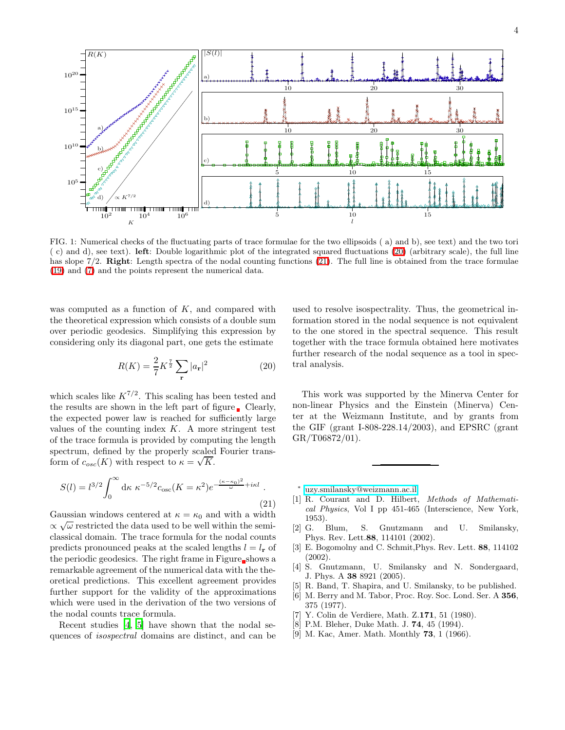R(K)

$10^{20}$

$10^{15}$

$10^{10}$

$10^{5}$

a)

b)

c)

d)

$\propto K^{7/2}$

$10^2$ $10^4$ $10^6$

K

|S(l)|

a) 10 20 30

b) 10 20 30

c) 5 10 15

d) 5 10 15

l

FIG. 1: Numerical checks of the fluctuating parts of trace formulae for the two ellipsoids ( a) and b), see text) and the two tori ( c) and d), see text). **left**: Double logarithmic plot of the integrated squared fluctuations (20) (arbitrary scale), the full line has slope 7/2. **Right**: Length spectra of the nodal counting functions (21). The full line is obtained from the trace formulae (19) and (7) and the points represent the numerical data.

was computed as a function of $K$, and compared with the theoretical expression which consists of a double sum over periodic geodesics. Simplifying this expression by considering only its diagonal part, one gets the estimate

$$R(K) = \frac{2}{7} K^{\frac{7}{2}} \sum_{\mathbf{r}} |a_{\mathbf{r}}|^2 \tag{20}$$

which scales like $K^{7/2}$. This scaling has been tested and the results are shown in the left part of figure . Clearly, the expected power law is reached for sufficiently large values of the counting index $K$. A more stringent test of the trace formula is provided by computing the length spectrum, defined by the properly scaled Fourier transform of $c_{osc}(K)$ with respect to $\kappa = \sqrt{K}$.

$$S(l) = l^{3/2} \int_0^\infty \mathrm{d}\kappa \ \kappa^{-5/2} c_{\mathrm{osc}}(K = \kappa^2) e^{-\frac{(\kappa-\kappa_0)^2}{\omega} + i\kappa l} \ . \tag{21}$$

Gaussian windows centered at $\kappa = \kappa_0$ and with a width $\propto \sqrt{\omega}$ restricted the data used to be well within the semiclassical domain. The trace formula for the nodal counts predicts pronounced peaks at the scaled lengths $l = l_{\mathbf{r}}$ of the periodic geodesics. The right frame in Figure shows a remarkable agreement of the numerical data with the theoretical predictions. This excellent agreement provides further support for the validity of the approximations which were used in the derivation of the two versions of the nodal counts trace formula.

Recent studies [4, 5] have shown that the nodal sequences of *isospectral* domains are distinct, and can be used to resolve isospectrality. Thus, the geometrical information stored in the nodal sequence is not equivalent to the one stored in the spectral sequence. This result together with the trace formula obtained here motivates further research of the nodal sequence as a tool in spectral analysis.

This work was supported by the Minerva Center for non-linear Physics and the Einstein (Minerva) Center at the Weizmann Institute, and by grants from the GIF (grant I-808-228.14/2003), and EPSRC (grant GR/T06872/01).

---

* uzy.smilansky@weizmann.ac.il

[1] R. Courant and D. Hilbert, *Methods of Mathematical Physics*, Vol I pp 451-465 (Interscience, New York, 1953).

[2] G. Blum, S. Gnutzmann and U. Smilansky, Phys. Rev. Lett.**88**, 114101 (2002).

[3] E. Bogomolny and C. Schmit,Phys. Rev. Lett. **88**, 114102 (2002).

[4] S. Gnutzmann, U. Smilansky and N. Sondergaard, J. Phys. A **38** 8921 (2005).

[5] R. Band, T. Shapira, and U. Smilansky, to be published.

[6] M. Berry and M. Tabor, Proc. Roy. Soc. Lond. Ser. A **356**, 375 (1977).

[7] Y. Colin de Verdiere, Math. Z.**171**, 51 (1980).

[8] P.M. Bleher, Duke Math. J. **74**, 45 (1994).

[9] M. Kac, Amer. Math. Monthly **73**, 1 (1966).